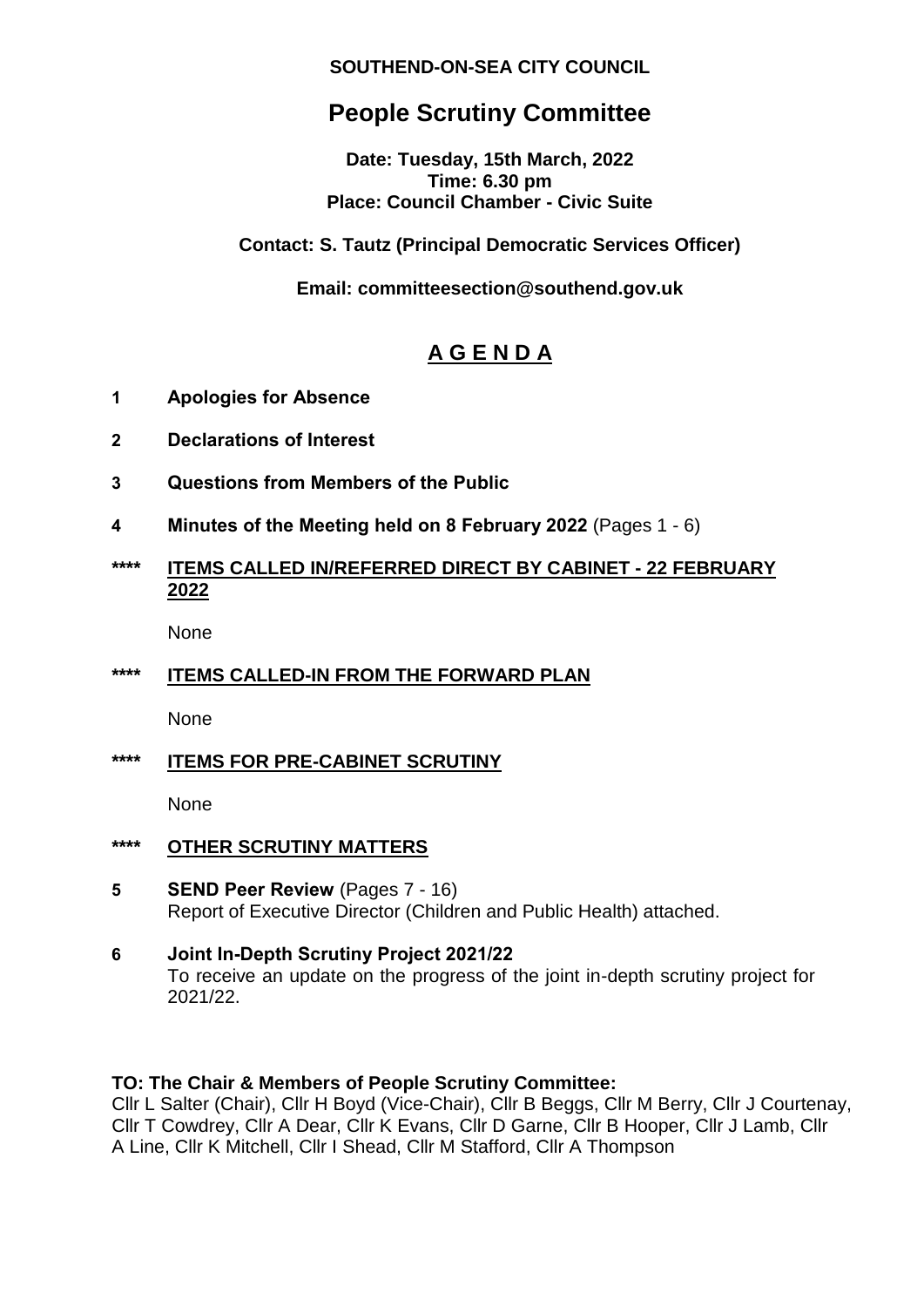**SOUTHEND-ON-SEA CITY COUNCIL**

# People Scrutiny Committee

**Date: Tuesday, 15th March, 2022**
**Time: 6.30 pm**
**Place: Council Chamber - Civic Suite**

**Contact: S. Tautz (Principal Democratic Services Officer)**

**Email: committeesection@southend.gov.uk**

## A G E N D A

**1 Apologies for Absence**

**2 Declarations of Interest**

**3 Questions from Members of the Public**

**4 Minutes of the Meeting held on 8 February 2022** (Pages 1 - 6)

**\*\*\*\* ITEMS CALLED IN/REFERRED DIRECT BY CABINET - 22 FEBRUARY 2022**

None

**\*\*\*\* ITEMS CALLED-IN FROM THE FORWARD PLAN**

None

**\*\*\*\* ITEMS FOR PRE-CABINET SCRUTINY**

None

**\*\*\*\* OTHER SCRUTINY MATTERS**

**5 SEND Peer Review** (Pages 7 - 16)
Report of Executive Director (Children and Public Health) attached.

**6 Joint In-Depth Scrutiny Project 2021/22**
To receive an update on the progress of the joint in-depth scrutiny project for 2021/22.

**TO: The Chair & Members of People Scrutiny Committee:**
Cllr L Salter (Chair), Cllr H Boyd (Vice-Chair), Cllr B Beggs, Cllr M Berry, Cllr J Courtenay, Cllr T Cowdrey, Cllr A Dear, Cllr K Evans, Cllr D Garne, Cllr B Hooper, Cllr J Lamb, Cllr A Line, Cllr K Mitchell, Cllr I Shead, Cllr M Stafford, Cllr A Thompson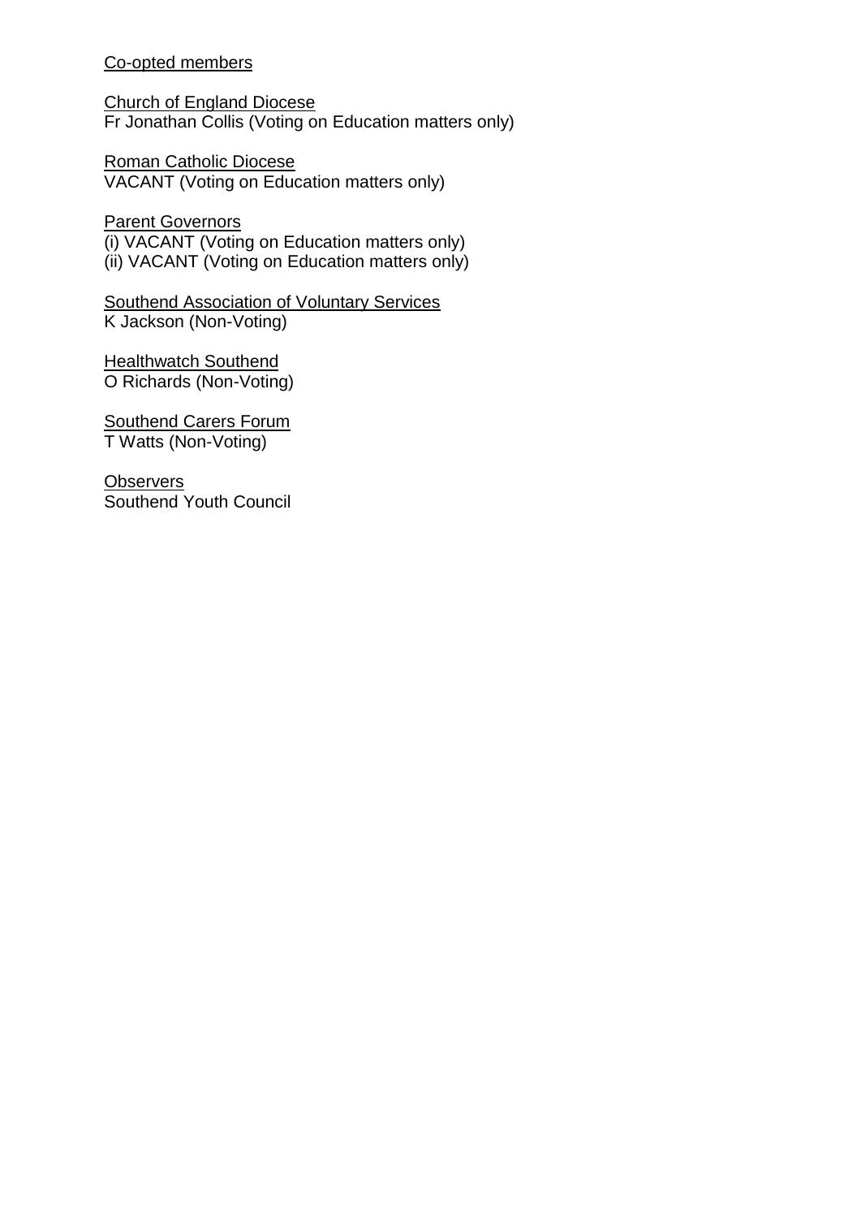Co-opted members

Church of England Diocese
Fr Jonathan Collis (Voting on Education matters only)

Roman Catholic Diocese
VACANT (Voting on Education matters only)

Parent Governors
(i) VACANT (Voting on Education matters only)
(ii) VACANT (Voting on Education matters only)

Southend Association of Voluntary Services
K Jackson (Non-Voting)

Healthwatch Southend
O Richards (Non-Voting)

Southend Carers Forum
T Watts (Non-Voting)

Observers
Southend Youth Council